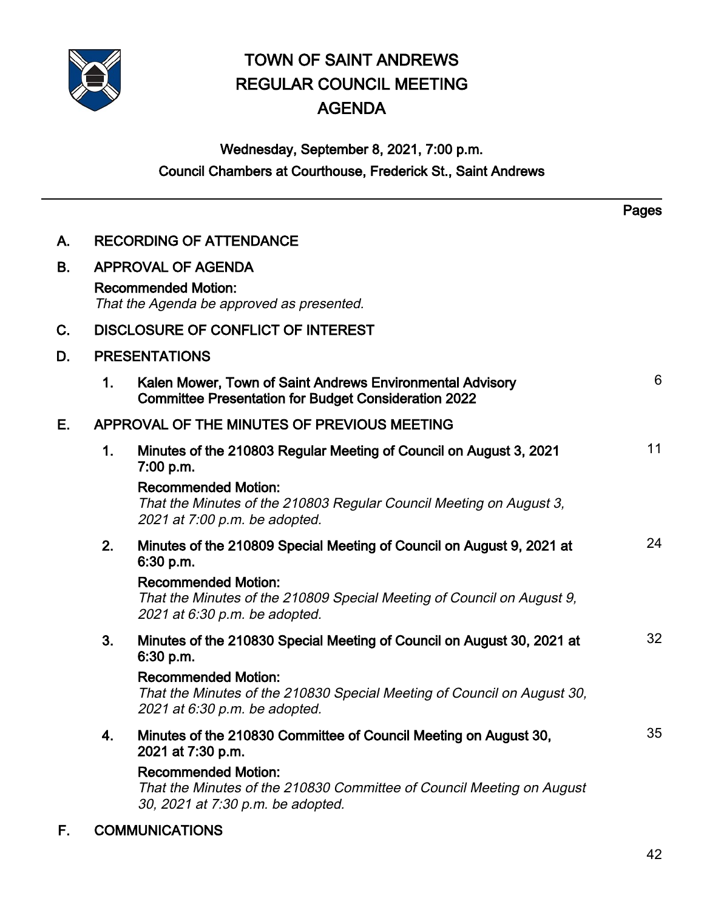# TOWN OF SAINT ANDREWS
# REGULAR COUNCIL MEETING
# AGENDA

**Wednesday, September 8, 2021, 7:00 p.m.**
**Council Chambers at Courthouse, Frederick St., Saint Andrews**

---

| | | Pages |
|---|---|---|
| **A.** | **RECORDING OF ATTENDANCE** | |
| **B.** | **APPROVAL OF AGENDA** | |
| | **Recommended Motion:** *That the Agenda be approved as presented.* | |
| **C.** | **DISCLOSURE OF CONFLICT OF INTEREST** | |
| **D.** | **PRESENTATIONS** | |
| | **1. Kalen Mower, Town of Saint Andrews Environmental Advisory Committee Presentation for Budget Consideration 2022** | 6 |
| **E.** | **APPROVAL OF THE MINUTES OF PREVIOUS MEETING** | |
| | **1. Minutes of the 210803 Regular Meeting of Council on August 3, 2021 7:00 p.m.** | 11 |
| | **Recommended Motion:** *That the Minutes of the 210803 Regular Council Meeting on August 3, 2021 at 7:00 p.m. be adopted.* | |
| | **2. Minutes of the 210809 Special Meeting of Council on August 9, 2021 at 6:30 p.m.** | 24 |
| | **Recommended Motion:** *That the Minutes of the 210809 Special Meeting of Council on August 9, 2021 at 6:30 p.m. be adopted.* | |
| | **3. Minutes of the 210830 Special Meeting of Council on August 30, 2021 at 6:30 p.m.** | 32 |
| | **Recommended Motion:** *That the Minutes of the 210830 Special Meeting of Council on August 30, 2021 at 6:30 p.m. be adopted.* | |
| | **4. Minutes of the 210830 Committee of Council Meeting on August 30, 2021 at 7:30 p.m.** | 35 |
| | **Recommended Motion:** *That the Minutes of the 210830 Committee of Council Meeting on August 30, 2021 at 7:30 p.m. be adopted.* | |
| **F.** | **COMMUNICATIONS** | |
| | | 42 |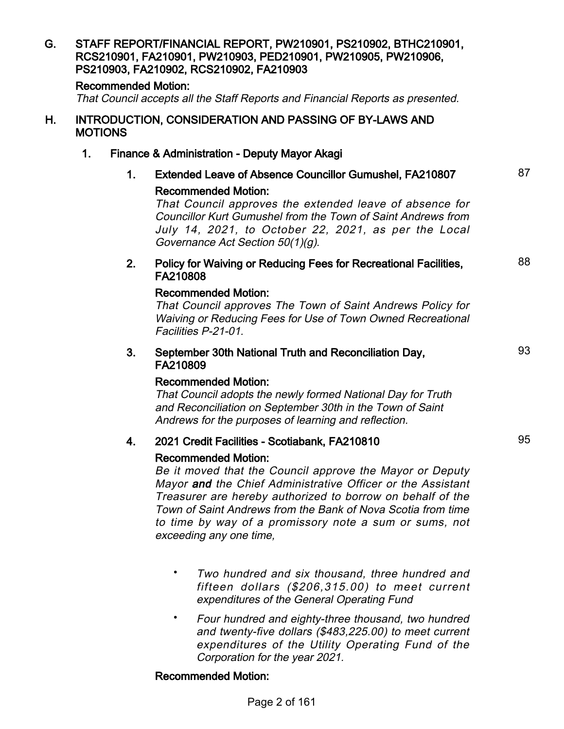## G. STAFF REPORT/FINANCIAL REPORT, PW210901, PS210902, BTHC210901, RCS210901, FA210901, PW210903, PED210901, PW210905, PW210906, PS210903, FA210902, RCS210902, FA210903

**Recommended Motion:**

*That Council accepts all the Staff Reports and Financial Reports as presented.*

## H. INTRODUCTION, CONSIDERATION AND PASSING OF BY-LAWS AND MOTIONS

### 1. Finance & Administration - Deputy Mayor Akagi

#### 1. Extended Leave of Absence Councillor Gumushel, FA210807 — 87

**Recommended Motion:**

*That Council approves the extended leave of absence for Councillor Kurt Gumushel from the Town of Saint Andrews from July 14, 2021, to October 22, 2021, as per the Local Governance Act Section 50(1)(g).*

#### 2. Policy for Waiving or Reducing Fees for Recreational Facilities, FA210808 — 88

**Recommended Motion:**

*That Council approves The Town of Saint Andrews Policy for Waiving or Reducing Fees for Use of Town Owned Recreational Facilities P-21-01.*

#### 3. September 30th National Truth and Reconciliation Day, FA210809 — 93

**Recommended Motion:**

*That Council adopts the newly formed National Day for Truth and Reconciliation on September 30th in the Town of Saint Andrews for the purposes of learning and reflection.*

#### 4. 2021 Credit Facilities - Scotiabank, FA210810 — 95

**Recommended Motion:**

*Be it moved that the Council approve the Mayor or Deputy Mayor **and** the Chief Administrative Officer or the Assistant Treasurer are hereby authorized to borrow on behalf of the Town of Saint Andrews from the Bank of Nova Scotia from time to time by way of a promissory note a sum or sums, not exceeding any one time,*

- *Two hundred and six thousand, three hundred and fifteen dollars ($206,315.00) to meet current expenditures of the General Operating Fund*
- *Four hundred and eighty-three thousand, two hundred and twenty-five dollars ($483,225.00) to meet current expenditures of the Utility Operating Fund of the Corporation for the year 2021.*

**Recommended Motion:**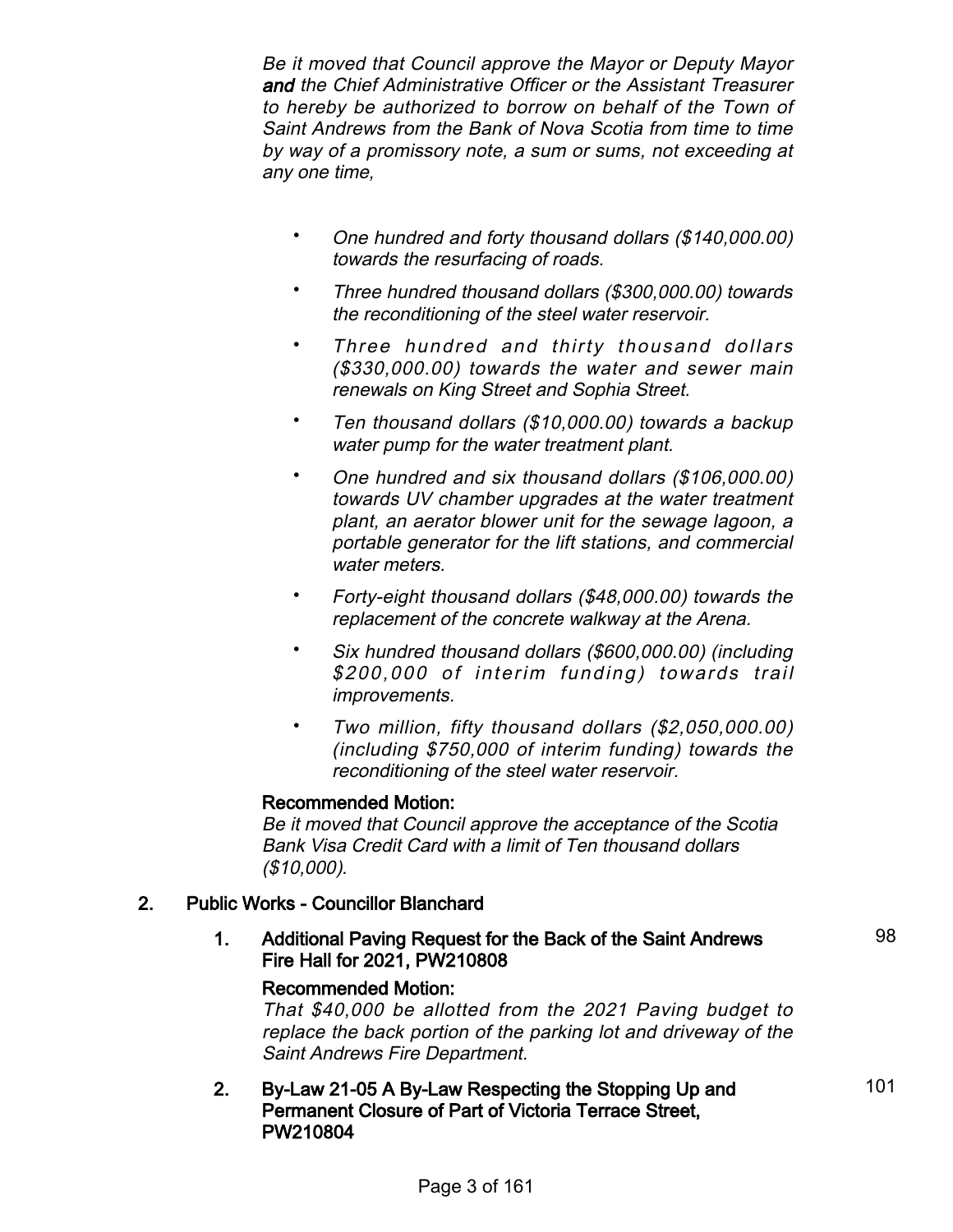*Be it moved that Council approve the Mayor or Deputy Mayor **and** the Chief Administrative Officer or the Assistant Treasurer to hereby be authorized to borrow on behalf of the Town of Saint Andrews from the Bank of Nova Scotia from time to time by way of a promissory note, a sum or sums, not exceeding at any one time,*

- *One hundred and forty thousand dollars ($140,000.00) towards the resurfacing of roads.*
- *Three hundred thousand dollars ($300,000.00) towards the reconditioning of the steel water reservoir.*
- *Three hundred and thirty thousand dollars ($330,000.00) towards the water and sewer main renewals on King Street and Sophia Street.*
- *Ten thousand dollars ($10,000.00) towards a backup water pump for the water treatment plant.*
- *One hundred and six thousand dollars ($106,000.00) towards UV chamber upgrades at the water treatment plant, an aerator blower unit for the sewage lagoon, a portable generator for the lift stations, and commercial water meters.*
- *Forty-eight thousand dollars ($48,000.00) towards the replacement of the concrete walkway at the Arena.*
- *Six hundred thousand dollars ($600,000.00) (including $200,000 of interim funding) towards trail improvements.*
- *Two million, fifty thousand dollars ($2,050,000.00) (including $750,000 of interim funding) towards the reconditioning of the steel water reservoir.*

**Recommended Motion:**

*Be it moved that Council approve the acceptance of the Scotia Bank Visa Credit Card with a limit of Ten thousand dollars ($10,000).*

## 2. Public Works - Councillor Blanchard

### 1. Additional Paving Request for the Back of the Saint Andrews Fire Hall for 2021, PW210808 — 98

**Recommended Motion:**

*That $40,000 be allotted from the 2021 Paving budget to replace the back portion of the parking lot and driveway of the Saint Andrews Fire Department.*

### 2. By-Law 21-05 A By-Law Respecting the Stopping Up and Permanent Closure of Part of Victoria Terrace Street, PW210804 — 101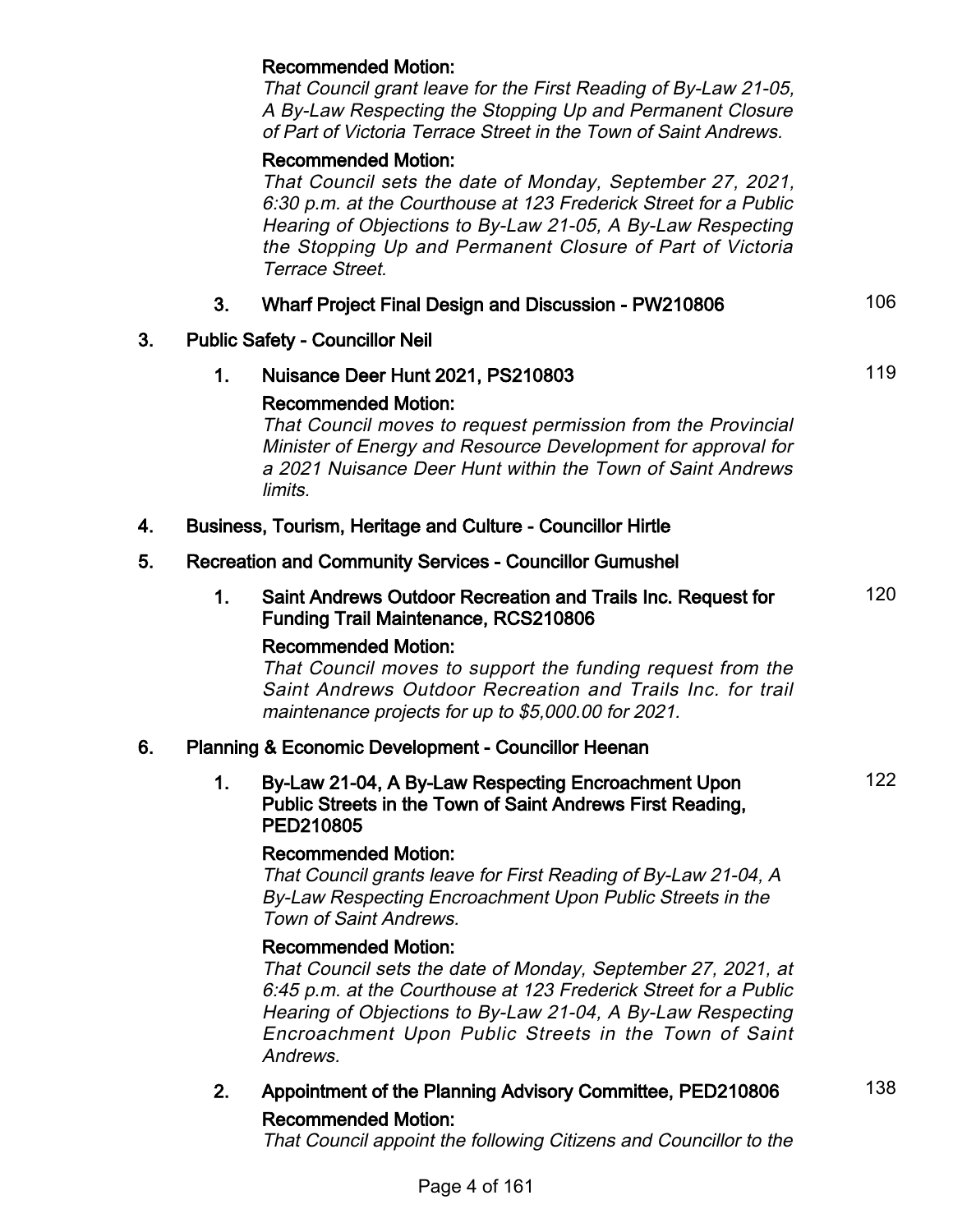**Recommended Motion:**

*That Council grant leave for the First Reading of By-Law 21-05, A By-Law Respecting the Stopping Up and Permanent Closure of Part of Victoria Terrace Street in the Town of Saint Andrews.*

**Recommended Motion:**

*That Council sets the date of Monday, September 27, 2021, 6:30 p.m. at the Courthouse at 123 Frederick Street for a Public Hearing of Objections to By-Law 21-05, A By-Law Respecting the Stopping Up and Permanent Closure of Part of Victoria Terrace Street.*

3. **Wharf Project Final Design and Discussion - PW210806** — 106

3. **Public Safety - Councillor Neil**

   1. **Nuisance Deer Hunt 2021, PS210803** — 119

      **Recommended Motion:**

      *That Council moves to request permission from the Provincial Minister of Energy and Resource Development for approval for a 2021 Nuisance Deer Hunt within the Town of Saint Andrews limits.*

4. **Business, Tourism, Heritage and Culture - Councillor Hirtle**

5. **Recreation and Community Services - Councillor Gumushel**

   1. **Saint Andrews Outdoor Recreation and Trails Inc. Request for Funding Trail Maintenance, RCS210806** — 120

      **Recommended Motion:**

      *That Council moves to support the funding request from the Saint Andrews Outdoor Recreation and Trails Inc. for trail maintenance projects for up to $5,000.00 for 2021.*

6. **Planning & Economic Development - Councillor Heenan**

   1. **By-Law 21-04, A By-Law Respecting Encroachment Upon Public Streets in the Town of Saint Andrews First Reading, PED210805** — 122

      **Recommended Motion:**

      *That Council grants leave for First Reading of By-Law 21-04, A By-Law Respecting Encroachment Upon Public Streets in the Town of Saint Andrews.*

      **Recommended Motion:**

      *That Council sets the date of Monday, September 27, 2021, at 6:45 p.m. at the Courthouse at 123 Frederick Street for a Public Hearing of Objections to By-Law 21-04, A By-Law Respecting Encroachment Upon Public Streets in the Town of Saint Andrews.*

   2. **Appointment of the Planning Advisory Committee, PED210806** — 138

      **Recommended Motion:**

      *That Council appoint the following Citizens and Councillor to the*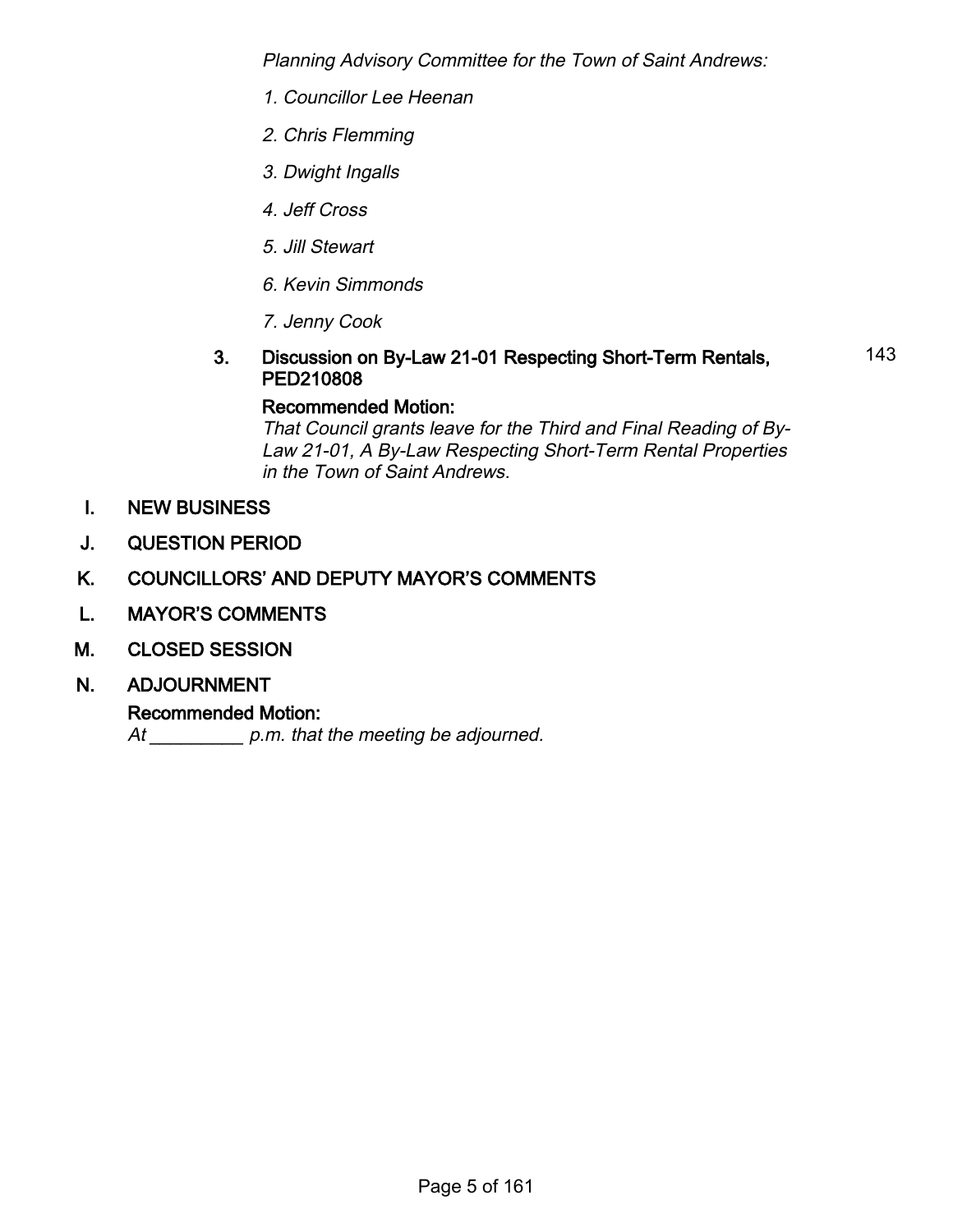*Planning Advisory Committee for the Town of Saint Andrews:*

*1. Councillor Lee Heenan*

*2. Chris Flemming*

*3. Dwight Ingalls*

*4. Jeff Cross*

*5. Jill Stewart*

*6. Kevin Simmonds*

*7. Jenny Cook*

**3. Discussion on By-Law 21-01 Respecting Short-Term Rentals, PED210808** 143

**Recommended Motion:**
*That Council grants leave for the Third and Final Reading of By-Law 21-01, A By-Law Respecting Short-Term Rental Properties in the Town of Saint Andrews.*

## I. NEW BUSINESS

## J. QUESTION PERIOD

## K. COUNCILLORS' AND DEPUTY MAYOR'S COMMENTS

## L. MAYOR'S COMMENTS

## M. CLOSED SESSION

## N. ADJOURNMENT

**Recommended Motion:**
*At _________ p.m. that the meeting be adjourned.*